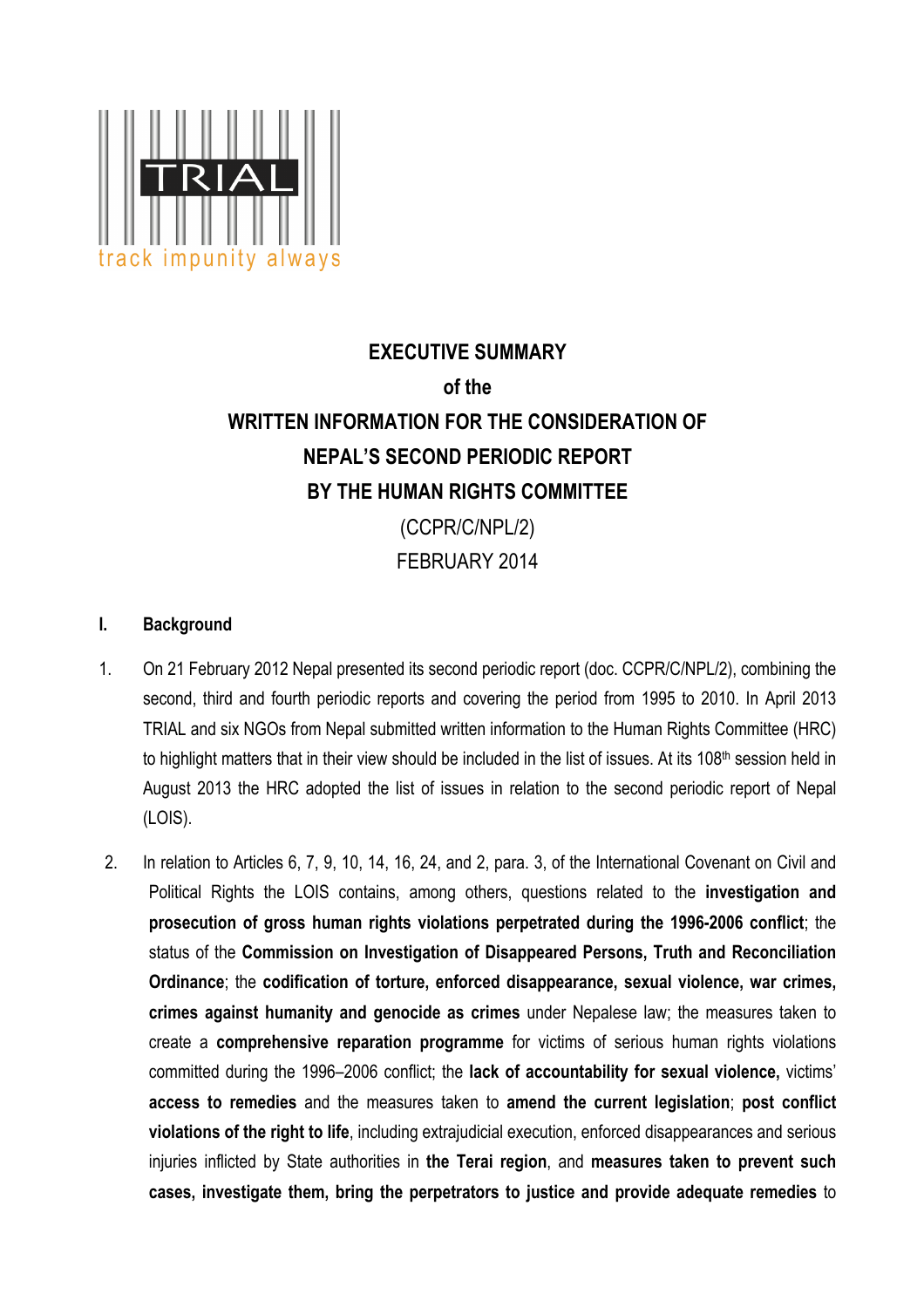TRIAL

track impunity always

**EXECUTIVE SUMMARY**

**of the**

**WRITTEN INFORMATION FOR THE CONSIDERATION OF**

**NEPAL'S SECOND PERIODIC REPORT**

**BY THE HUMAN RIGHTS COMMITTEE**

(CCPR/C/NPL/2)

FEBRUARY 2014

## I. Background

1. On 21 February 2012 Nepal presented its second periodic report (doc. CCPR/C/NPL/2), combining the second, third and fourth periodic reports and covering the period from 1995 to 2010. In April 2013 TRIAL and six NGOs from Nepal submitted written information to the Human Rights Committee (HRC) to highlight matters that in their view should be included in the list of issues. At its 108th session held in August 2013 the HRC adopted the list of issues in relation to the second periodic report of Nepal (LOIS).

2. In relation to Articles 6, 7, 9, 10, 14, 16, 24, and 2, para. 3, of the International Covenant on Civil and Political Rights the LOIS contains, among others, questions related to the **investigation and prosecution of gross human rights violations perpetrated during the 1996-2006 conflict**; the status of the **Commission on Investigation of Disappeared Persons, Truth and Reconciliation Ordinance**; the **codification of torture, enforced disappearance, sexual violence, war crimes, crimes against humanity and genocide as crimes** under Nepalese law; the measures taken to create a **comprehensive reparation programme** for victims of serious human rights violations committed during the 1996–2006 conflict; the **lack of accountability for sexual violence,** victims' **access to remedies** and the measures taken to **amend the current legislation**; **post conflict violations of the right to life**, including extrajudicial execution, enforced disappearances and serious injuries inflicted by State authorities in **the Terai region**, and **measures taken to prevent such cases, investigate them, bring the perpetrators to justice and provide adequate remedies** to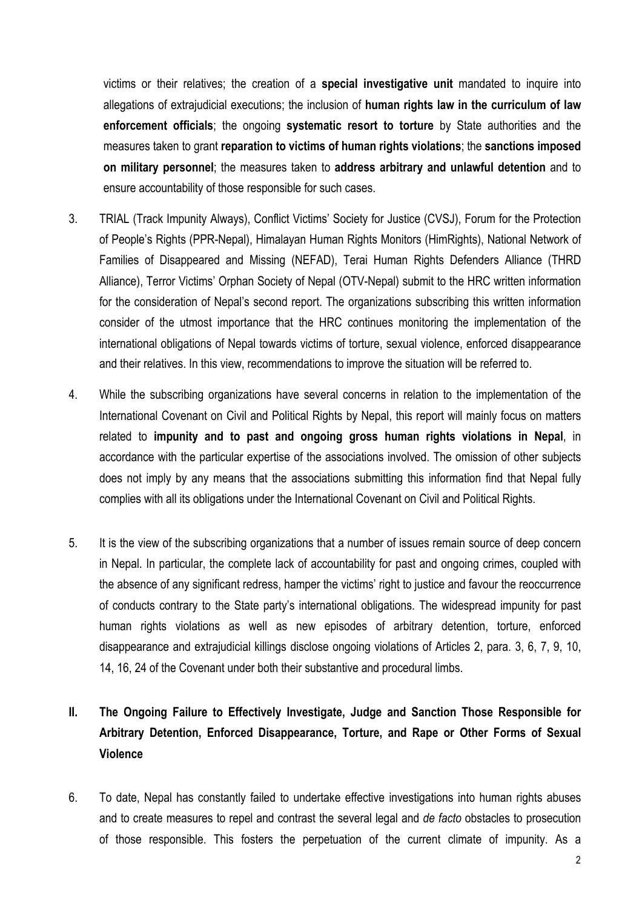victims or their relatives; the creation of a **special investigative unit** mandated to inquire into allegations of extrajudicial executions; the inclusion of **human rights law in the curriculum of law enforcement officials**; the ongoing **systematic resort to torture** by State authorities and the measures taken to grant **reparation to victims of human rights violations**; the **sanctions imposed on military personnel**; the measures taken to **address arbitrary and unlawful detention** and to ensure accountability of those responsible for such cases.

3. TRIAL (Track Impunity Always), Conflict Victims' Society for Justice (CVSJ), Forum for the Protection of People's Rights (PPR-Nepal), Himalayan Human Rights Monitors (HimRights), National Network of Families of Disappeared and Missing (NEFAD), Terai Human Rights Defenders Alliance (THRD Alliance), Terror Victims' Orphan Society of Nepal (OTV-Nepal) submit to the HRC written information for the consideration of Nepal's second report. The organizations subscribing this written information consider of the utmost importance that the HRC continues monitoring the implementation of the international obligations of Nepal towards victims of torture, sexual violence, enforced disappearance and their relatives. In this view, recommendations to improve the situation will be referred to.

4. While the subscribing organizations have several concerns in relation to the implementation of the International Covenant on Civil and Political Rights by Nepal, this report will mainly focus on matters related to **impunity and to past and ongoing gross human rights violations in Nepal**, in accordance with the particular expertise of the associations involved. The omission of other subjects does not imply by any means that the associations submitting this information find that Nepal fully complies with all its obligations under the International Covenant on Civil and Political Rights.

5. It is the view of the subscribing organizations that a number of issues remain source of deep concern in Nepal. In particular, the complete lack of accountability for past and ongoing crimes, coupled with the absence of any significant redress, hamper the victims' right to justice and favour the reoccurrence of conducts contrary to the State party's international obligations. The widespread impunity for past human rights violations as well as new episodes of arbitrary detention, torture, enforced disappearance and extrajudicial killings disclose ongoing violations of Articles 2, para. 3, 6, 7, 9, 10, 14, 16, 24 of the Covenant under both their substantive and procedural limbs.

## II. The Ongoing Failure to Effectively Investigate, Judge and Sanction Those Responsible for Arbitrary Detention, Enforced Disappearance, Torture, and Rape or Other Forms of Sexual Violence

6. To date, Nepal has constantly failed to undertake effective investigations into human rights abuses and to create measures to repel and contrast the several legal and *de facto* obstacles to prosecution of those responsible. This fosters the perpetuation of the current climate of impunity. As a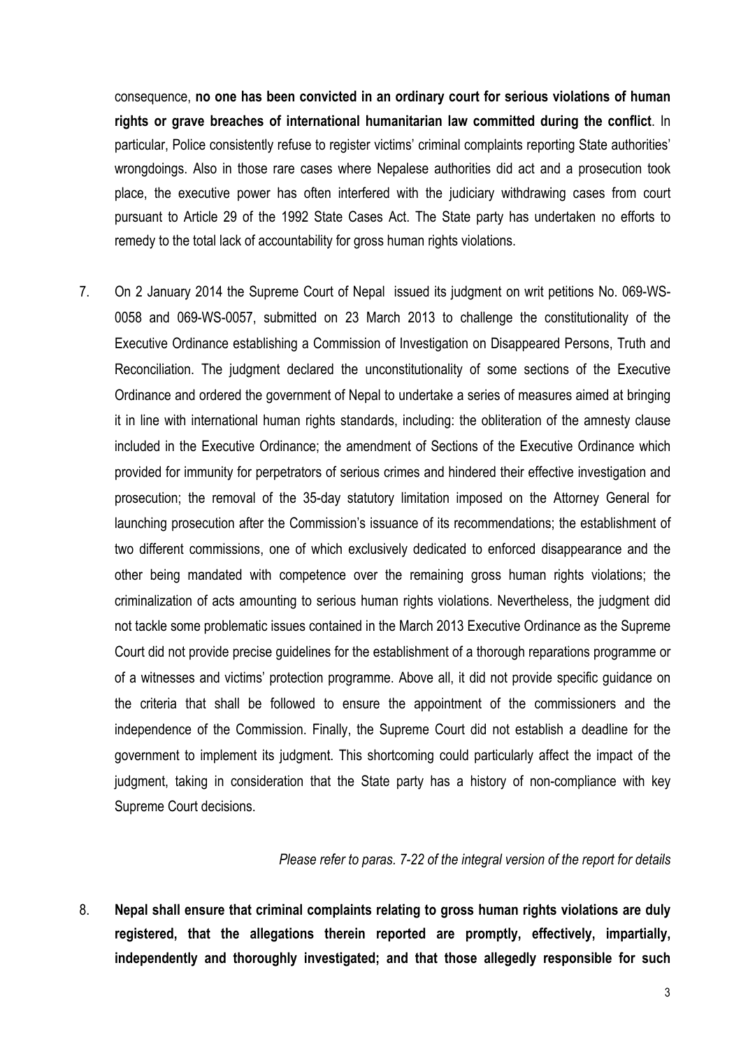consequence, **no one has been convicted in an ordinary court for serious violations of human rights or grave breaches of international humanitarian law committed during the conflict**. In particular, Police consistently refuse to register victims' criminal complaints reporting State authorities' wrongdoings. Also in those rare cases where Nepalese authorities did act and a prosecution took place, the executive power has often interfered with the judiciary withdrawing cases from court pursuant to Article 29 of the 1992 State Cases Act. The State party has undertaken no efforts to remedy to the total lack of accountability for gross human rights violations.

7. On 2 January 2014 the Supreme Court of Nepal issued its judgment on writ petitions No. 069-WS-0058 and 069-WS-0057, submitted on 23 March 2013 to challenge the constitutionality of the Executive Ordinance establishing a Commission of Investigation on Disappeared Persons, Truth and Reconciliation. The judgment declared the unconstitutionality of some sections of the Executive Ordinance and ordered the government of Nepal to undertake a series of measures aimed at bringing it in line with international human rights standards, including: the obliteration of the amnesty clause included in the Executive Ordinance; the amendment of Sections of the Executive Ordinance which provided for immunity for perpetrators of serious crimes and hindered their effective investigation and prosecution; the removal of the 35-day statutory limitation imposed on the Attorney General for launching prosecution after the Commission's issuance of its recommendations; the establishment of two different commissions, one of which exclusively dedicated to enforced disappearance and the other being mandated with competence over the remaining gross human rights violations; the criminalization of acts amounting to serious human rights violations. Nevertheless, the judgment did not tackle some problematic issues contained in the March 2013 Executive Ordinance as the Supreme Court did not provide precise guidelines for the establishment of a thorough reparations programme or of a witnesses and victims' protection programme. Above all, it did not provide specific guidance on the criteria that shall be followed to ensure the appointment of the commissioners and the independence of the Commission. Finally, the Supreme Court did not establish a deadline for the government to implement its judgment. This shortcoming could particularly affect the impact of the judgment, taking in consideration that the State party has a history of non-compliance with key Supreme Court decisions.

*Please refer to paras. 7-22 of the integral version of the report for details*

8. **Nepal shall ensure that criminal complaints relating to gross human rights violations are duly registered, that the allegations therein reported are promptly, effectively, impartially, independently and thoroughly investigated; and that those allegedly responsible for such**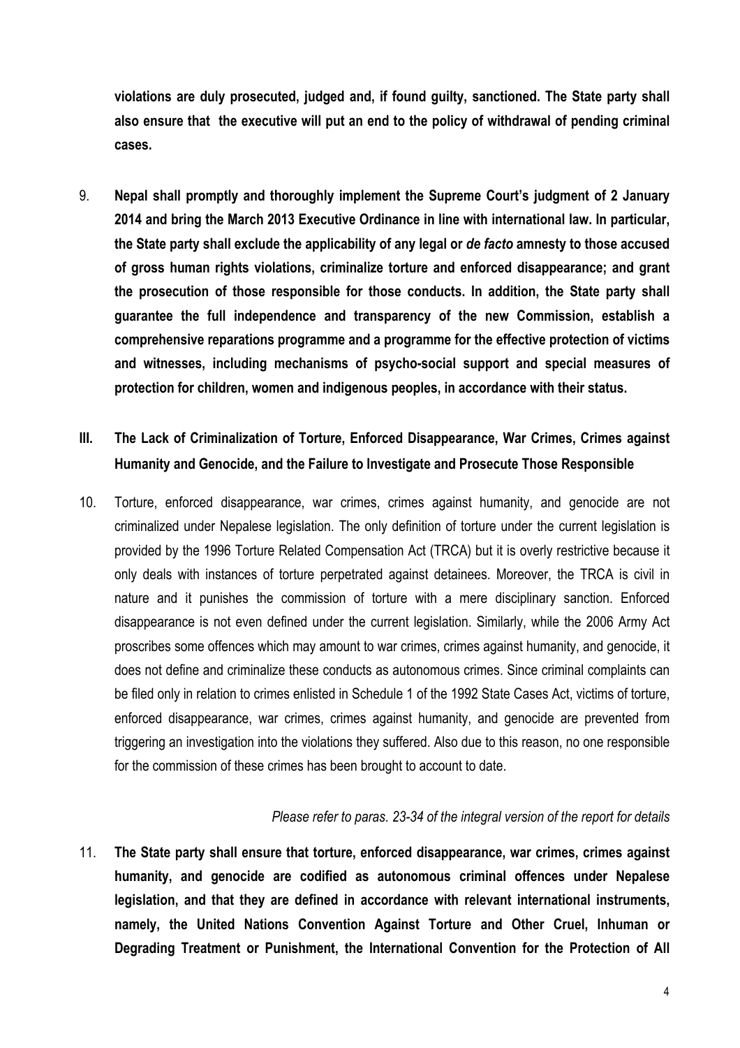**violations are duly prosecuted, judged and, if found guilty, sanctioned. The State party shall also ensure that the executive will put an end to the policy of withdrawal of pending criminal cases.**

9. **Nepal shall promptly and thoroughly implement the Supreme Court's judgment of 2 January 2014 and bring the March 2013 Executive Ordinance in line with international law. In particular, the State party shall exclude the applicability of any legal or *de facto* amnesty to those accused of gross human rights violations, criminalize torture and enforced disappearance; and grant the prosecution of those responsible for those conducts. In addition, the State party shall guarantee the full independence and transparency of the new Commission, establish a comprehensive reparations programme and a programme for the effective protection of victims and witnesses, including mechanisms of psycho-social support and special measures of protection for children, women and indigenous peoples, in accordance with their status.**

## III. The Lack of Criminalization of Torture, Enforced Disappearance, War Crimes, Crimes against Humanity and Genocide, and the Failure to Investigate and Prosecute Those Responsible

10. Torture, enforced disappearance, war crimes, crimes against humanity, and genocide are not criminalized under Nepalese legislation. The only definition of torture under the current legislation is provided by the 1996 Torture Related Compensation Act (TRCA) but it is overly restrictive because it only deals with instances of torture perpetrated against detainees. Moreover, the TRCA is civil in nature and it punishes the commission of torture with a mere disciplinary sanction. Enforced disappearance is not even defined under the current legislation. Similarly, while the 2006 Army Act proscribes some offences which may amount to war crimes, crimes against humanity, and genocide, it does not define and criminalize these conducts as autonomous crimes. Since criminal complaints can be filed only in relation to crimes enlisted in Schedule 1 of the 1992 State Cases Act, victims of torture, enforced disappearance, war crimes, crimes against humanity, and genocide are prevented from triggering an investigation into the violations they suffered. Also due to this reason, no one responsible for the commission of these crimes has been brought to account to date.

*Please refer to paras. 23-34 of the integral version of the report for details*

11. **The State party shall ensure that torture, enforced disappearance, war crimes, crimes against humanity, and genocide are codified as autonomous criminal offences under Nepalese legislation, and that they are defined in accordance with relevant international instruments, namely, the United Nations Convention Against Torture and Other Cruel, Inhuman or Degrading Treatment or Punishment, the International Convention for the Protection of All**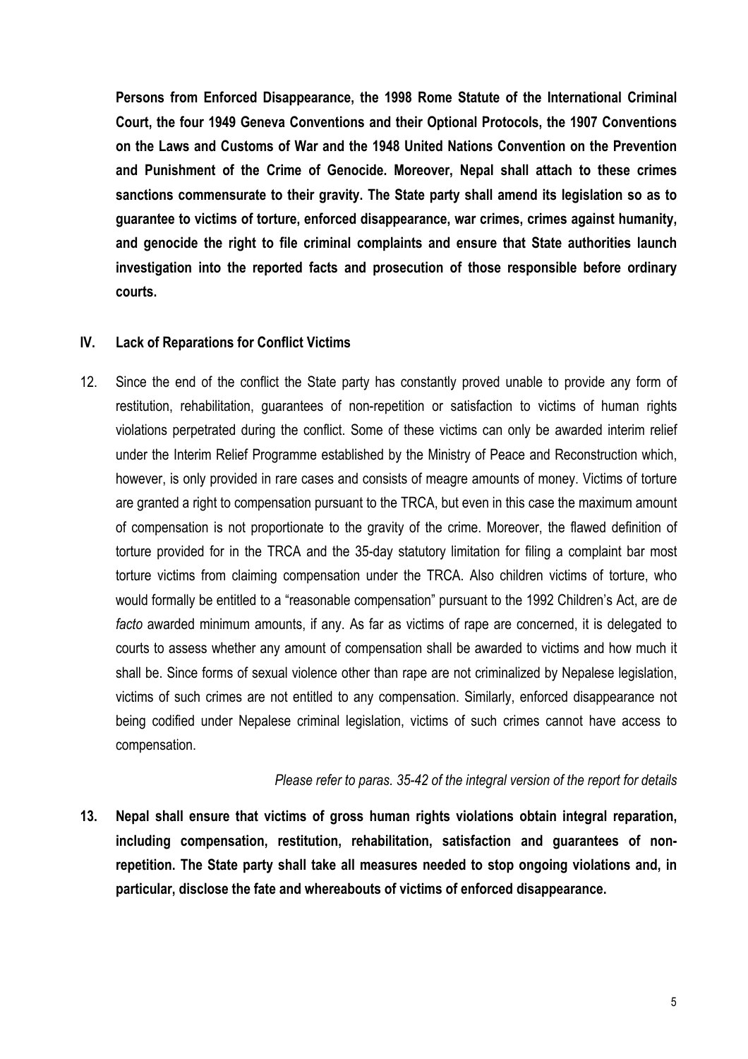**Persons from Enforced Disappearance, the 1998 Rome Statute of the International Criminal Court, the four 1949 Geneva Conventions and their Optional Protocols, the 1907 Conventions on the Laws and Customs of War and the 1948 United Nations Convention on the Prevention and Punishment of the Crime of Genocide. Moreover, Nepal shall attach to these crimes sanctions commensurate to their gravity. The State party shall amend its legislation so as to guarantee to victims of torture, enforced disappearance, war crimes, crimes against humanity, and genocide the right to file criminal complaints and ensure that State authorities launch investigation into the reported facts and prosecution of those responsible before ordinary courts.**

## IV. Lack of Reparations for Conflict Victims

12. Since the end of the conflict the State party has constantly proved unable to provide any form of restitution, rehabilitation, guarantees of non-repetition or satisfaction to victims of human rights violations perpetrated during the conflict. Some of these victims can only be awarded interim relief under the Interim Relief Programme established by the Ministry of Peace and Reconstruction which, however, is only provided in rare cases and consists of meagre amounts of money. Victims of torture are granted a right to compensation pursuant to the TRCA, but even in this case the maximum amount of compensation is not proportionate to the gravity of the crime. Moreover, the flawed definition of torture provided for in the TRCA and the 35-day statutory limitation for filing a complaint bar most torture victims from claiming compensation under the TRCA. Also children victims of torture, who would formally be entitled to a "reasonable compensation" pursuant to the 1992 Children's Act, are *de facto* awarded minimum amounts, if any. As far as victims of rape are concerned, it is delegated to courts to assess whether any amount of compensation shall be awarded to victims and how much it shall be. Since forms of sexual violence other than rape are not criminalized by Nepalese legislation, victims of such crimes are not entitled to any compensation. Similarly, enforced disappearance not being codified under Nepalese criminal legislation, victims of such crimes cannot have access to compensation.

*Please refer to paras. 35-42 of the integral version of the report for details*

13. **Nepal shall ensure that victims of gross human rights violations obtain integral reparation, including compensation, restitution, rehabilitation, satisfaction and guarantees of non-repetition. The State party shall take all measures needed to stop ongoing violations and, in particular, disclose the fate and whereabouts of victims of enforced disappearance.**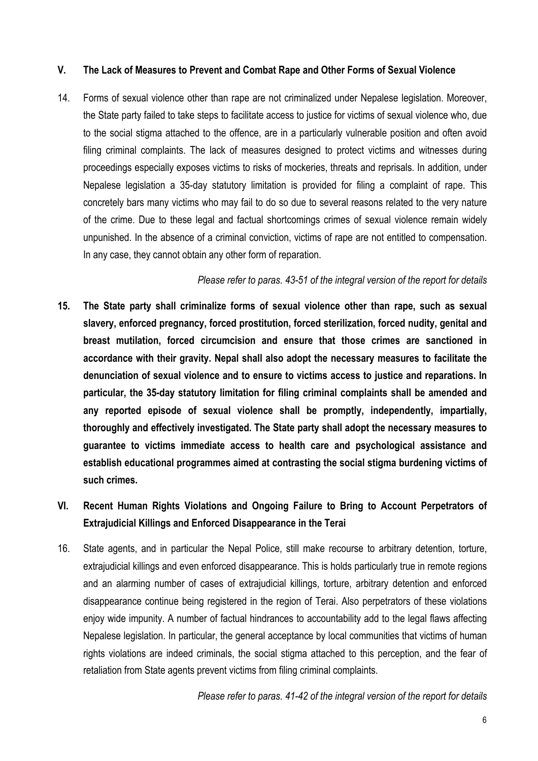## V. The Lack of Measures to Prevent and Combat Rape and Other Forms of Sexual Violence

14. Forms of sexual violence other than rape are not criminalized under Nepalese legislation. Moreover, the State party failed to take steps to facilitate access to justice for victims of sexual violence who, due to the social stigma attached to the offence, are in a particularly vulnerable position and often avoid filing criminal complaints. The lack of measures designed to protect victims and witnesses during proceedings especially exposes victims to risks of mockeries, threats and reprisals. In addition, under Nepalese legislation a 35-day statutory limitation is provided for filing a complaint of rape. This concretely bars many victims who may fail to do so due to several reasons related to the very nature of the crime. Due to these legal and factual shortcomings crimes of sexual violence remain widely unpunished. In the absence of a criminal conviction, victims of rape are not entitled to compensation. In any case, they cannot obtain any other form of reparation.

*Please refer to paras. 43-51 of the integral version of the report for details*

15. **The State party shall criminalize forms of sexual violence other than rape, such as sexual slavery, enforced pregnancy, forced prostitution, forced sterilization, forced nudity, genital and breast mutilation, forced circumcision and ensure that those crimes are sanctioned in accordance with their gravity. Nepal shall also adopt the necessary measures to facilitate the denunciation of sexual violence and to ensure to victims access to justice and reparations. In particular, the 35-day statutory limitation for filing criminal complaints shall be amended and any reported episode of sexual violence shall be promptly, independently, impartially, thoroughly and effectively investigated. The State party shall adopt the necessary measures to guarantee to victims immediate access to health care and psychological assistance and establish educational programmes aimed at contrasting the social stigma burdening victims of such crimes.**

## VI. Recent Human Rights Violations and Ongoing Failure to Bring to Account Perpetrators of Extrajudicial Killings and Enforced Disappearance in the Terai

16. State agents, and in particular the Nepal Police, still make recourse to arbitrary detention, torture, extrajudicial killings and even enforced disappearance. This is holds particularly true in remote regions and an alarming number of cases of extrajudicial killings, torture, arbitrary detention and enforced disappearance continue being registered in the region of Terai. Also perpetrators of these violations enjoy wide impunity. A number of factual hindrances to accountability add to the legal flaws affecting Nepalese legislation. In particular, the general acceptance by local communities that victims of human rights violations are indeed criminals, the social stigma attached to this perception, and the fear of retaliation from State agents prevent victims from filing criminal complaints.

*Please refer to paras. 41-42 of the integral version of the report for details*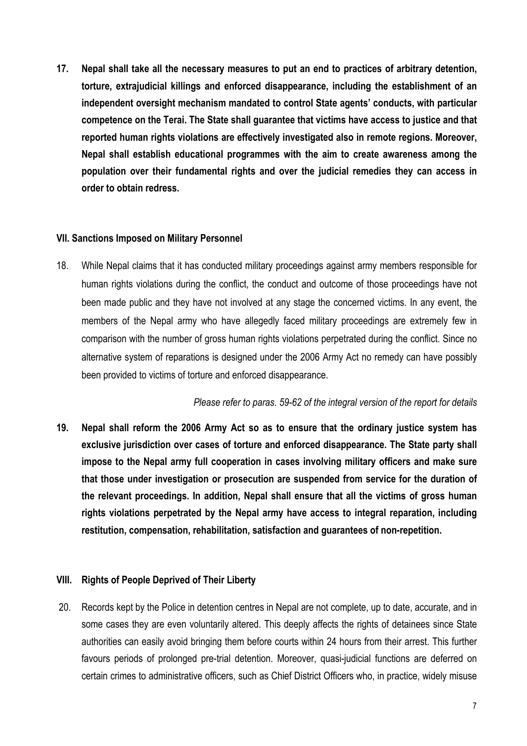**17. Nepal shall take all the necessary measures to put an end to practices of arbitrary detention, torture, extrajudicial killings and enforced disappearance, including the establishment of an independent oversight mechanism mandated to control State agents' conducts, with particular competence on the Terai. The State shall guarantee that victims have access to justice and that reported human rights violations are effectively investigated also in remote regions. Moreover, Nepal shall establish educational programmes with the aim to create awareness among the population over their fundamental rights and over the judicial remedies they can access in order to obtain redress.**

### VII. Sanctions Imposed on Military Personnel

18. While Nepal claims that it has conducted military proceedings against army members responsible for human rights violations during the conflict, the conduct and outcome of those proceedings have not been made public and they have not involved at any stage the concerned victims. In any event, the members of the Nepal army who have allegedly faced military proceedings are extremely few in comparison with the number of gross human rights violations perpetrated during the conflict. Since no alternative system of reparations is designed under the 2006 Army Act no remedy can have possibly been provided to victims of torture and enforced disappearance.

*Please refer to paras. 59-62 of the integral version of the report for details*

**19. Nepal shall reform the 2006 Army Act so as to ensure that the ordinary justice system has exclusive jurisdiction over cases of torture and enforced disappearance. The State party shall impose to the Nepal army full cooperation in cases involving military officers and make sure that those under investigation or prosecution are suspended from service for the duration of the relevant proceedings. In addition, Nepal shall ensure that all the victims of gross human rights violations perpetrated by the Nepal army have access to integral reparation, including restitution, compensation, rehabilitation, satisfaction and guarantees of non-repetition.**

### VIII. Rights of People Deprived of Their Liberty

20. Records kept by the Police in detention centres in Nepal are not complete, up to date, accurate, and in some cases they are even voluntarily altered. This deeply affects the rights of detainees since State authorities can easily avoid bringing them before courts within 24 hours from their arrest. This further favours periods of prolonged pre-trial detention. Moreover, quasi-judicial functions are deferred on certain crimes to administrative officers, such as Chief District Officers who, in practice, widely misuse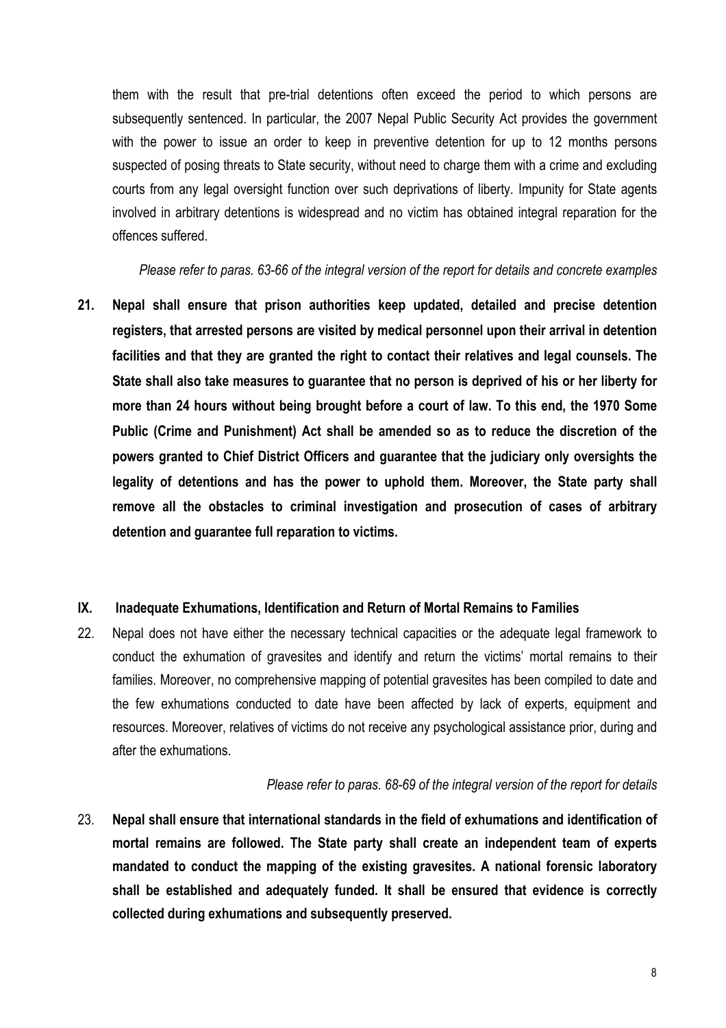them with the result that pre-trial detentions often exceed the period to which persons are subsequently sentenced. In particular, the 2007 Nepal Public Security Act provides the government with the power to issue an order to keep in preventive detention for up to 12 months persons suspected of posing threats to State security, without need to charge them with a crime and excluding courts from any legal oversight function over such deprivations of liberty. Impunity for State agents involved in arbitrary detentions is widespread and no victim has obtained integral reparation for the offences suffered.

*Please refer to paras. 63-66 of the integral version of the report for details and concrete examples*

**21. Nepal shall ensure that prison authorities keep updated, detailed and precise detention registers, that arrested persons are visited by medical personnel upon their arrival in detention facilities and that they are granted the right to contact their relatives and legal counsels. The State shall also take measures to guarantee that no person is deprived of his or her liberty for more than 24 hours without being brought before a court of law. To this end, the 1970 Some Public (Crime and Punishment) Act shall be amended so as to reduce the discretion of the powers granted to Chief District Officers and guarantee that the judiciary only oversights the legality of detentions and has the power to uphold them. Moreover, the State party shall remove all the obstacles to criminal investigation and prosecution of cases of arbitrary detention and guarantee full reparation to victims.**

## IX. Inadequate Exhumations, Identification and Return of Mortal Remains to Families

22. Nepal does not have either the necessary technical capacities or the adequate legal framework to conduct the exhumation of gravesites and identify and return the victims' mortal remains to their families. Moreover, no comprehensive mapping of potential gravesites has been compiled to date and the few exhumations conducted to date have been affected by lack of experts, equipment and resources. Moreover, relatives of victims do not receive any psychological assistance prior, during and after the exhumations.

*Please refer to paras. 68-69 of the integral version of the report for details*

23. **Nepal shall ensure that international standards in the field of exhumations and identification of mortal remains are followed. The State party shall create an independent team of experts mandated to conduct the mapping of the existing gravesites. A national forensic laboratory shall be established and adequately funded. It shall be ensured that evidence is correctly collected during exhumations and subsequently preserved.**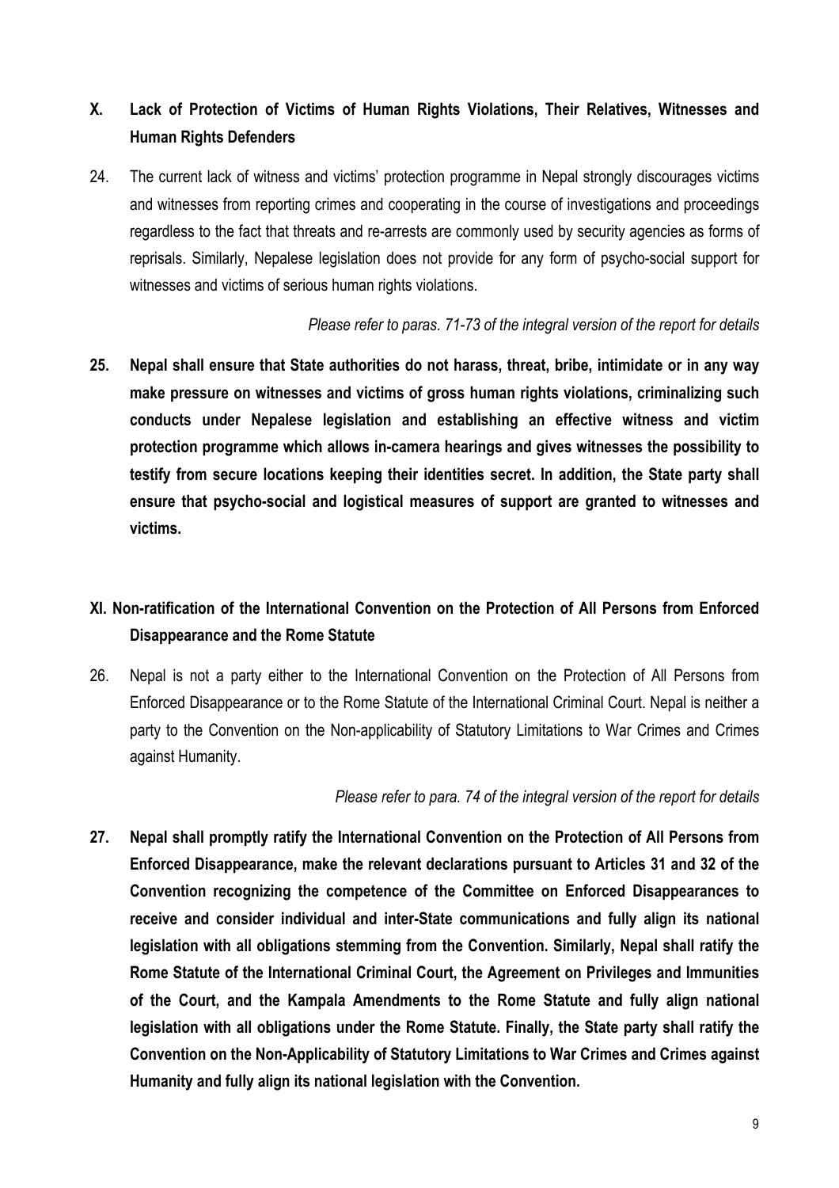## X. Lack of Protection of Victims of Human Rights Violations, Their Relatives, Witnesses and Human Rights Defenders

24. The current lack of witness and victims' protection programme in Nepal strongly discourages victims and witnesses from reporting crimes and cooperating in the course of investigations and proceedings regardless to the fact that threats and re-arrests are commonly used by security agencies as forms of reprisals. Similarly, Nepalese legislation does not provide for any form of psycho-social support for witnesses and victims of serious human rights violations.

*Please refer to paras. 71-73 of the integral version of the report for details*

**25. Nepal shall ensure that State authorities do not harass, threat, bribe, intimidate or in any way make pressure on witnesses and victims of gross human rights violations, criminalizing such conducts under Nepalese legislation and establishing an effective witness and victim protection programme which allows in-camera hearings and gives witnesses the possibility to testify from secure locations keeping their identities secret. In addition, the State party shall ensure that psycho-social and logistical measures of support are granted to witnesses and victims.**

## XI. Non-ratification of the International Convention on the Protection of All Persons from Enforced Disappearance and the Rome Statute

26. Nepal is not a party either to the International Convention on the Protection of All Persons from Enforced Disappearance or to the Rome Statute of the International Criminal Court. Nepal is neither a party to the Convention on the Non-applicability of Statutory Limitations to War Crimes and Crimes against Humanity.

*Please refer to para. 74 of the integral version of the report for details*

**27. Nepal shall promptly ratify the International Convention on the Protection of All Persons from Enforced Disappearance, make the relevant declarations pursuant to Articles 31 and 32 of the Convention recognizing the competence of the Committee on Enforced Disappearances to receive and consider individual and inter-State communications and fully align its national legislation with all obligations stemming from the Convention. Similarly, Nepal shall ratify the Rome Statute of the International Criminal Court, the Agreement on Privileges and Immunities of the Court, and the Kampala Amendments to the Rome Statute and fully align national legislation with all obligations under the Rome Statute. Finally, the State party shall ratify the Convention on the Non-Applicability of Statutory Limitations to War Crimes and Crimes against Humanity and fully align its national legislation with the Convention.**